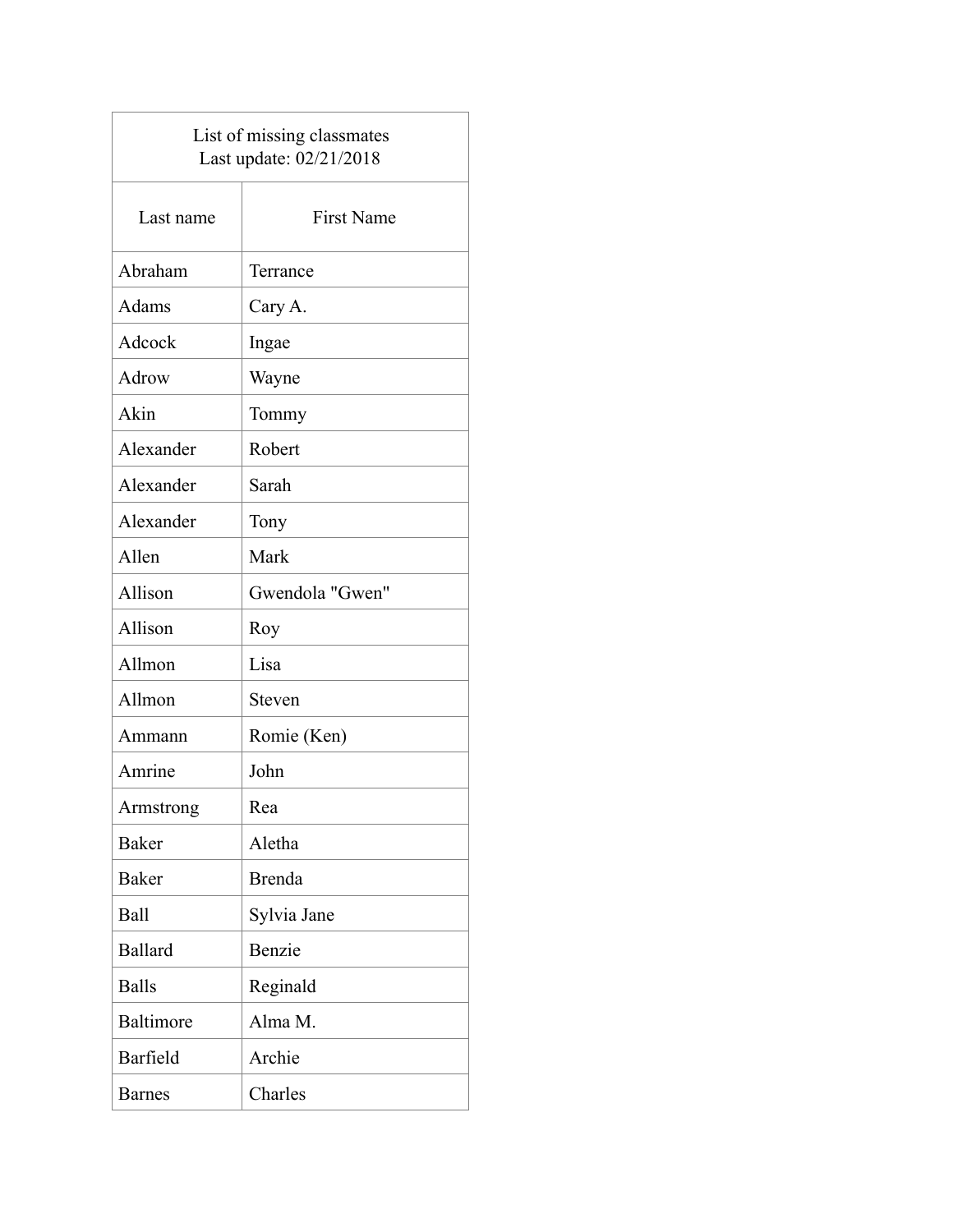| List of missing classmates<br>Last update: 02/21/2018 | |
|---|---|
| Last name | First Name |
| Abraham | Terrance |
| Adams | Cary A. |
| Adcock | Ingae |
| Adrow | Wayne |
| Akin | Tommy |
| Alexander | Robert |
| Alexander | Sarah |
| Alexander | Tony |
| Allen | Mark |
| Allison | Gwendola "Gwen" |
| Allison | Roy |
| Allmon | Lisa |
| Allmon | Steven |
| Ammann | Romie (Ken) |
| Amrine | John |
| Armstrong | Rea |
| Baker | Aletha |
| Baker | Brenda |
| Ball | Sylvia Jane |
| Ballard | Benzie |
| Balls | Reginald |
| Baltimore | Alma M. |
| Barfield | Archie |
| Barnes | Charles |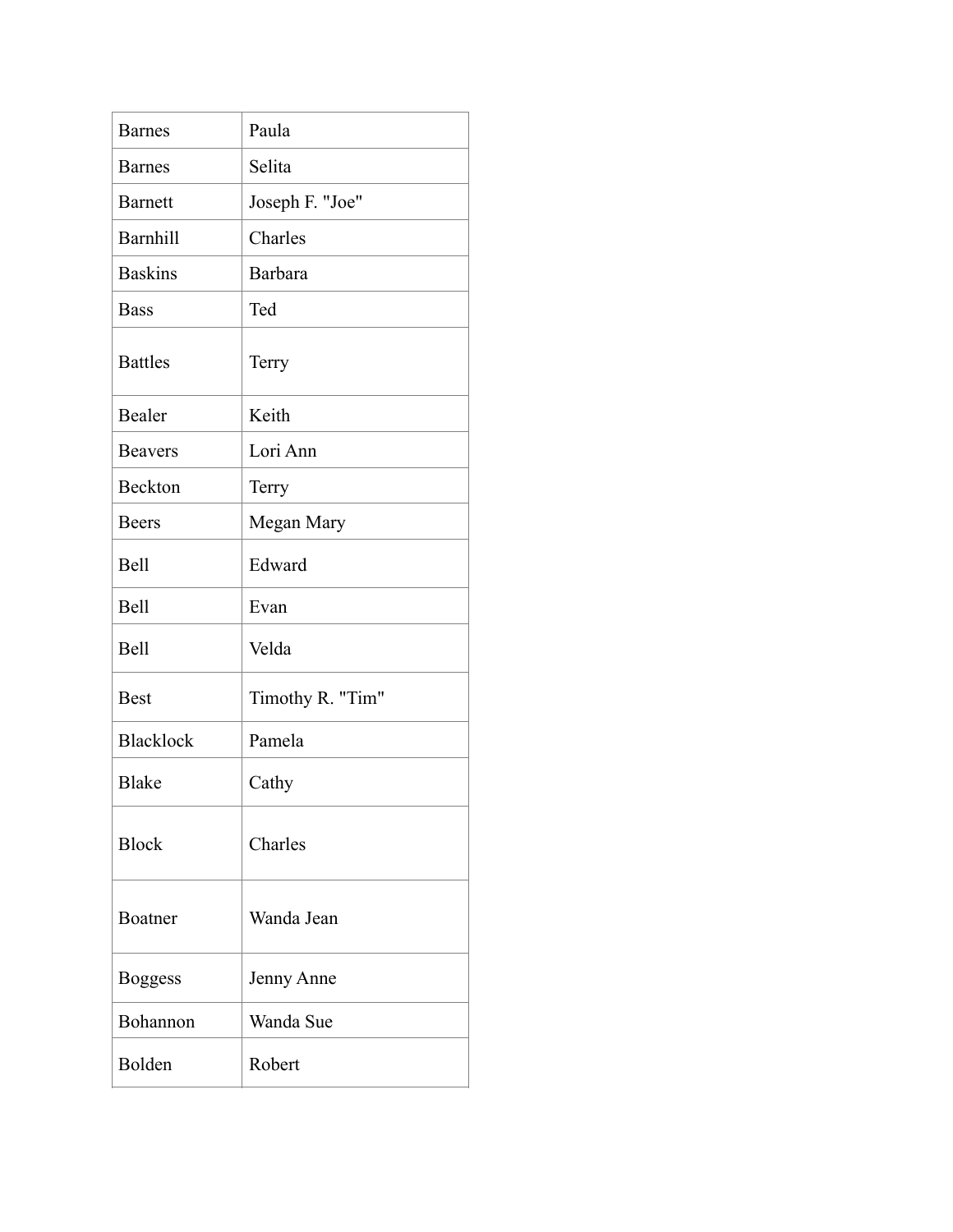| | |
|---|---|
| Barnes | Paula |
| Barnes | Selita |
| Barnett | Joseph F. "Joe" |
| Barnhill | Charles |
| Baskins | Barbara |
| Bass | Ted |
| Battles | Terry |
| Bealer | Keith |
| Beavers | Lori Ann |
| Beckton | Terry |
| Beers | Megan Mary |
| Bell | Edward |
| Bell | Evan |
| Bell | Velda |
| Best | Timothy R. "Tim" |
| Blacklock | Pamela |
| Blake | Cathy |
| Block | Charles |
| Boatner | Wanda Jean |
| Boggess | Jenny Anne |
| Bohannon | Wanda Sue |
| Bolden | Robert |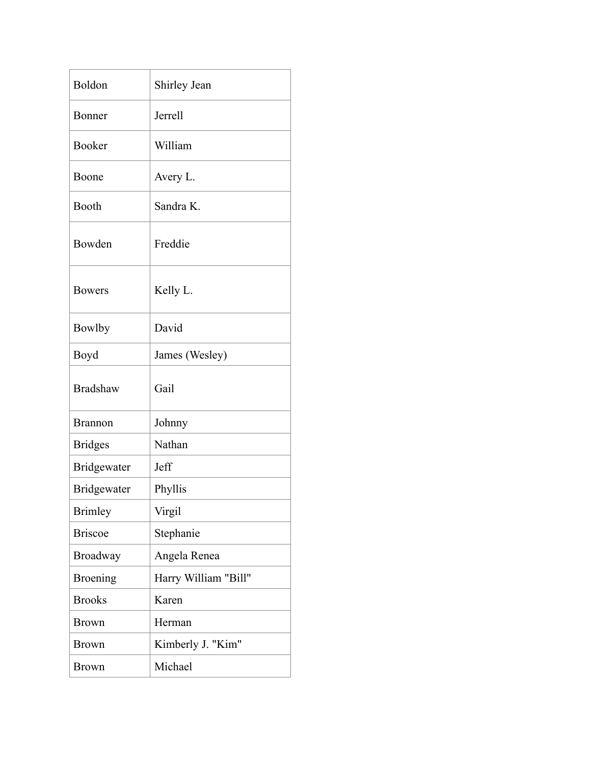| | |
|---|---|
| Boldon | Shirley Jean |
| Bonner | Jerrell |
| Booker | William |
| Boone | Avery L. |
| Booth | Sandra K. |
| Bowden | Freddie |
| Bowers | Kelly L. |
| Bowlby | David |
| Boyd | James (Wesley) |
| Bradshaw | Gail |
| Brannon | Johnny |
| Bridges | Nathan |
| Bridgewater | Jeff |
| Bridgewater | Phyllis |
| Brimley | Virgil |
| Briscoe | Stephanie |
| Broadway | Angela Renea |
| Broening | Harry William "Bill" |
| Brooks | Karen |
| Brown | Herman |
| Brown | Kimberly J. "Kim" |
| Brown | Michael |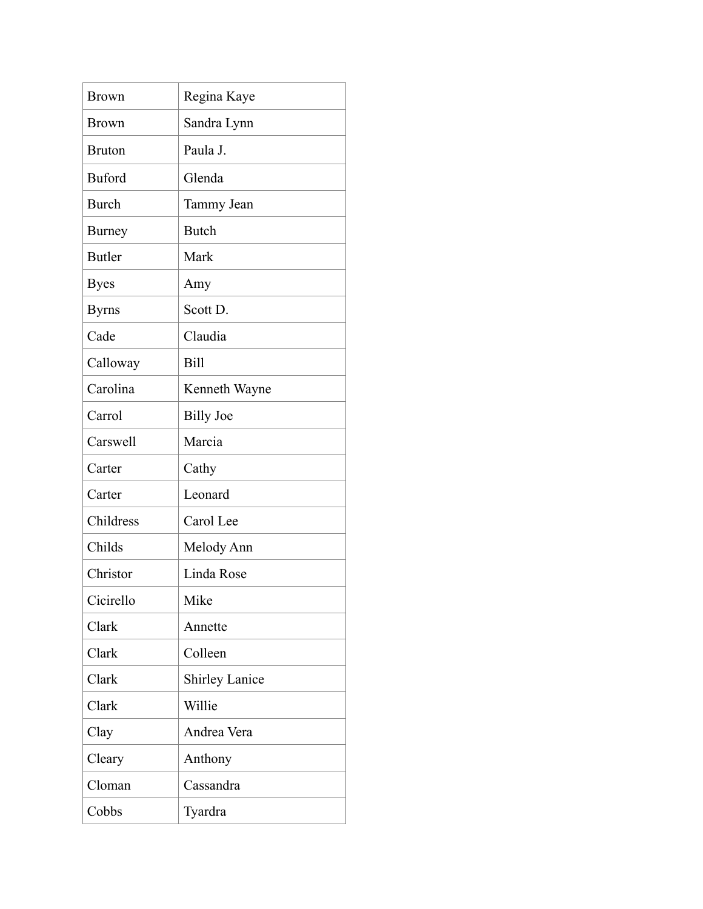| Brown | Regina Kaye |
|---|---|
| Brown | Sandra Lynn |
| Bruton | Paula J. |
| Buford | Glenda |
| Burch | Tammy Jean |
| Burney | Butch |
| Butler | Mark |
| Byes | Amy |
| Byrns | Scott D. |
| Cade | Claudia |
| Calloway | Bill |
| Carolina | Kenneth Wayne |
| Carrol | Billy Joe |
| Carswell | Marcia |
| Carter | Cathy |
| Carter | Leonard |
| Childress | Carol Lee |
| Childs | Melody Ann |
| Christor | Linda Rose |
| Cicirello | Mike |
| Clark | Annette |
| Clark | Colleen |
| Clark | Shirley Lanice |
| Clark | Willie |
| Clay | Andrea Vera |
| Cleary | Anthony |
| Cloman | Cassandra |
| Cobbs | Tyardra |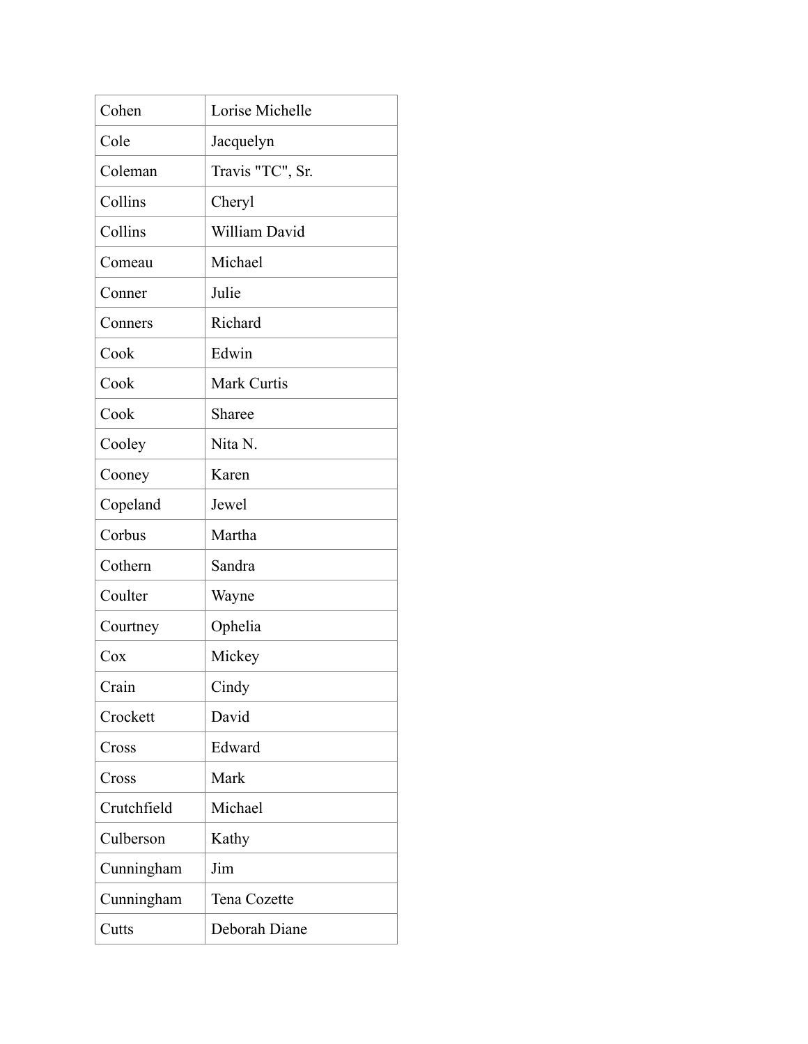| Cohen | Lorise Michelle |
|---|---|
| Cole | Jacquelyn |
| Coleman | Travis "TC", Sr. |
| Collins | Cheryl |
| Collins | William David |
| Comeau | Michael |
| Conner | Julie |
| Conners | Richard |
| Cook | Edwin |
| Cook | Mark Curtis |
| Cook | Sharee |
| Cooley | Nita N. |
| Cooney | Karen |
| Copeland | Jewel |
| Corbus | Martha |
| Cothern | Sandra |
| Coulter | Wayne |
| Courtney | Ophelia |
| Cox | Mickey |
| Crain | Cindy |
| Crockett | David |
| Cross | Edward |
| Cross | Mark |
| Crutchfield | Michael |
| Culberson | Kathy |
| Cunningham | Jim |
| Cunningham | Tena Cozette |
| Cutts | Deborah Diane |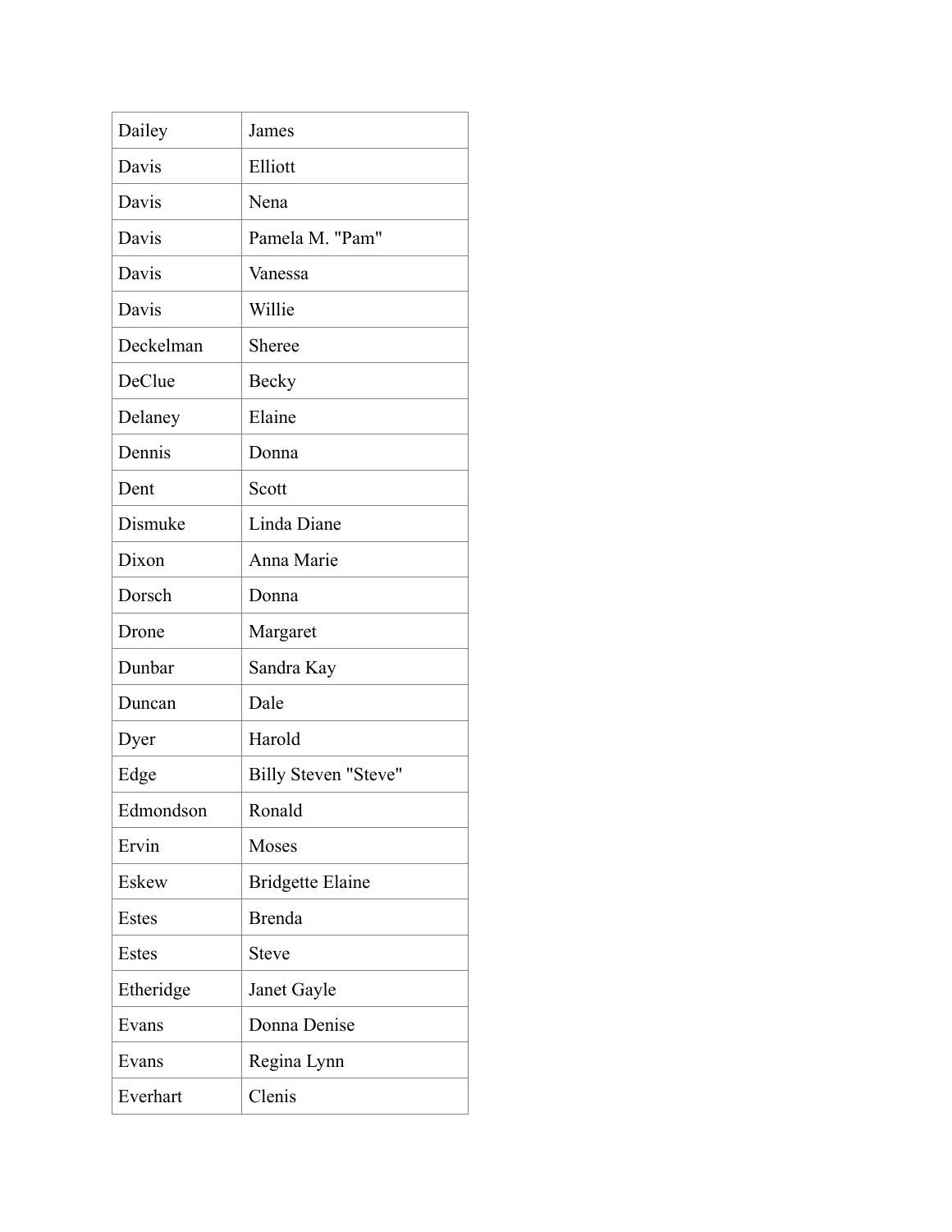| | |
|---|---|
| Dailey | James |
| Davis | Elliott |
| Davis | Nena |
| Davis | Pamela M. "Pam" |
| Davis | Vanessa |
| Davis | Willie |
| Deckelman | Sheree |
| DeClue | Becky |
| Delaney | Elaine |
| Dennis | Donna |
| Dent | Scott |
| Dismuke | Linda Diane |
| Dixon | Anna Marie |
| Dorsch | Donna |
| Drone | Margaret |
| Dunbar | Sandra Kay |
| Duncan | Dale |
| Dyer | Harold |
| Edge | Billy Steven "Steve" |
| Edmondson | Ronald |
| Ervin | Moses |
| Eskew | Bridgette Elaine |
| Estes | Brenda |
| Estes | Steve |
| Etheridge | Janet Gayle |
| Evans | Donna Denise |
| Evans | Regina Lynn |
| Everhart | Clenis |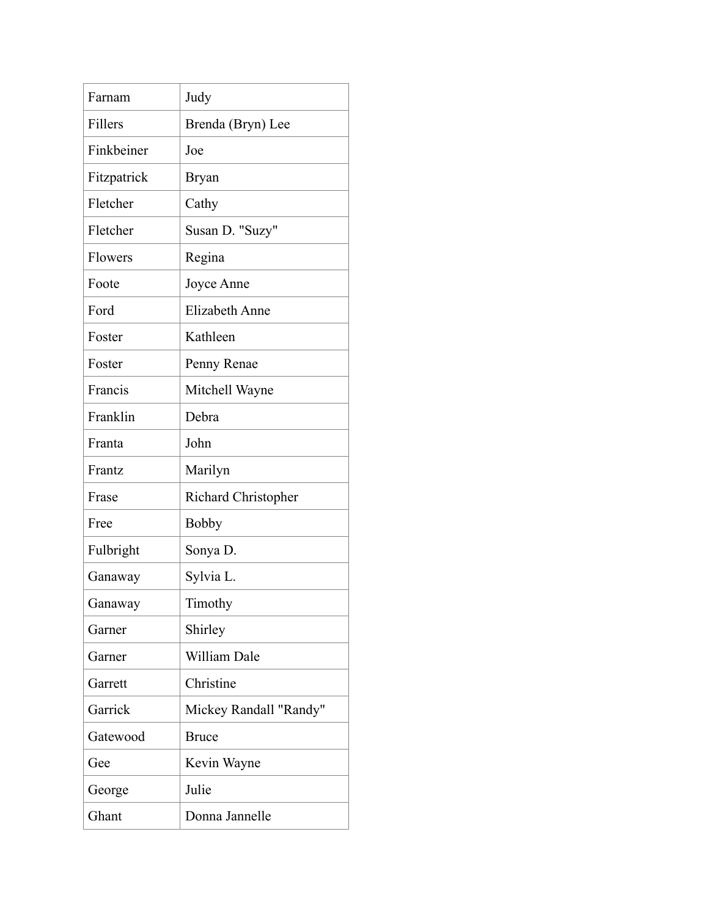| Farnam | Judy |
|---|---|
| Fillers | Brenda (Bryn) Lee |
| Finkbeiner | Joe |
| Fitzpatrick | Bryan |
| Fletcher | Cathy |
| Fletcher | Susan D. "Suzy" |
| Flowers | Regina |
| Foote | Joyce Anne |
| Ford | Elizabeth Anne |
| Foster | Kathleen |
| Foster | Penny Renae |
| Francis | Mitchell Wayne |
| Franklin | Debra |
| Franta | John |
| Frantz | Marilyn |
| Frase | Richard Christopher |
| Free | Bobby |
| Fulbright | Sonya D. |
| Ganaway | Sylvia L. |
| Ganaway | Timothy |
| Garner | Shirley |
| Garner | William Dale |
| Garrett | Christine |
| Garrick | Mickey Randall "Randy" |
| Gatewood | Bruce |
| Gee | Kevin Wayne |
| George | Julie |
| Ghant | Donna Jannelle |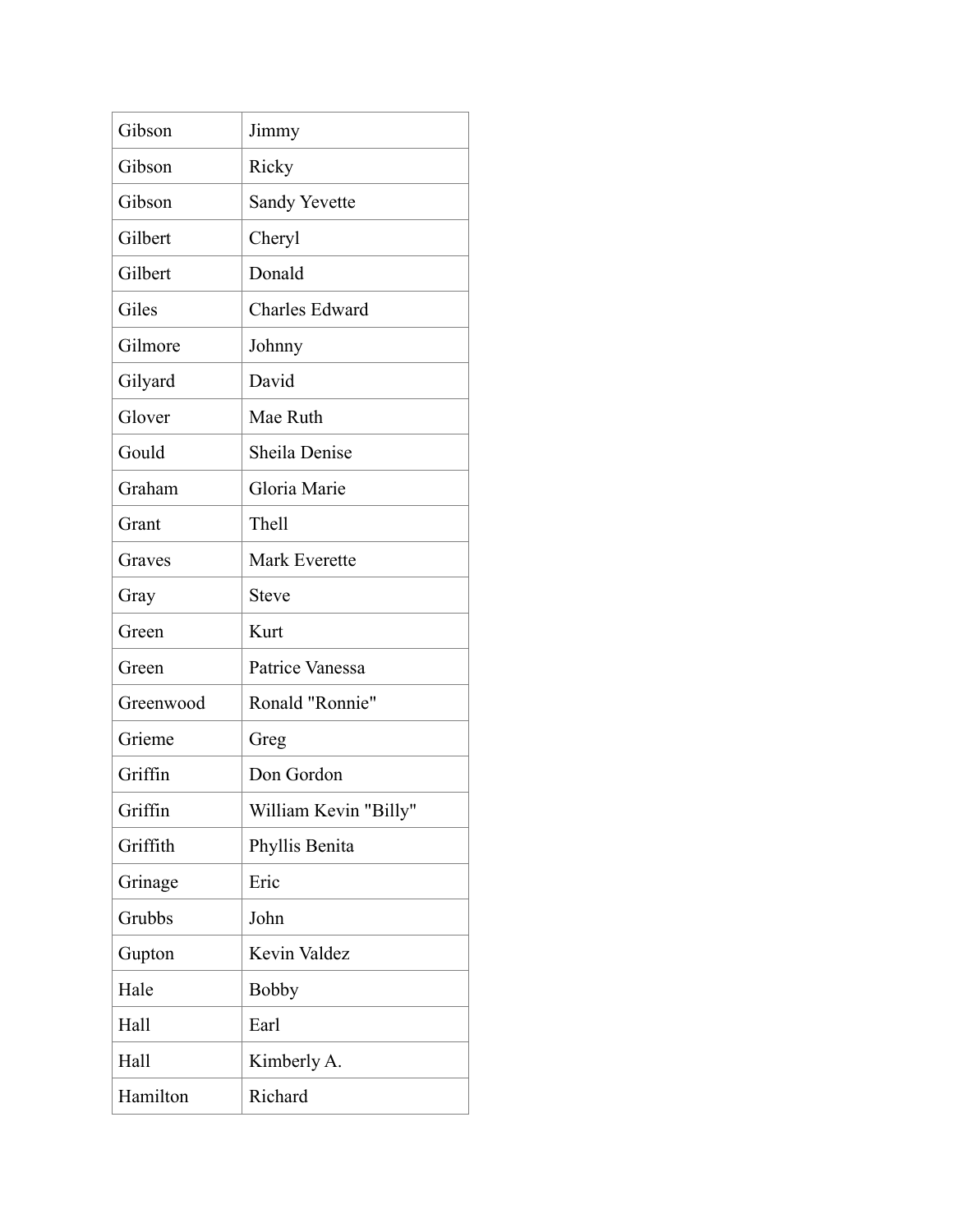| Gibson | Jimmy |
|---|---|
| Gibson | Ricky |
| Gibson | Sandy Yevette |
| Gilbert | Cheryl |
| Gilbert | Donald |
| Giles | Charles Edward |
| Gilmore | Johnny |
| Gilyard | David |
| Glover | Mae Ruth |
| Gould | Sheila Denise |
| Graham | Gloria Marie |
| Grant | Thell |
| Graves | Mark Everette |
| Gray | Steve |
| Green | Kurt |
| Green | Patrice Vanessa |
| Greenwood | Ronald "Ronnie" |
| Grieme | Greg |
| Griffin | Don Gordon |
| Griffin | William Kevin "Billy" |
| Griffith | Phyllis Benita |
| Grinage | Eric |
| Grubbs | John |
| Gupton | Kevin Valdez |
| Hale | Bobby |
| Hall | Earl |
| Hall | Kimberly A. |
| Hamilton | Richard |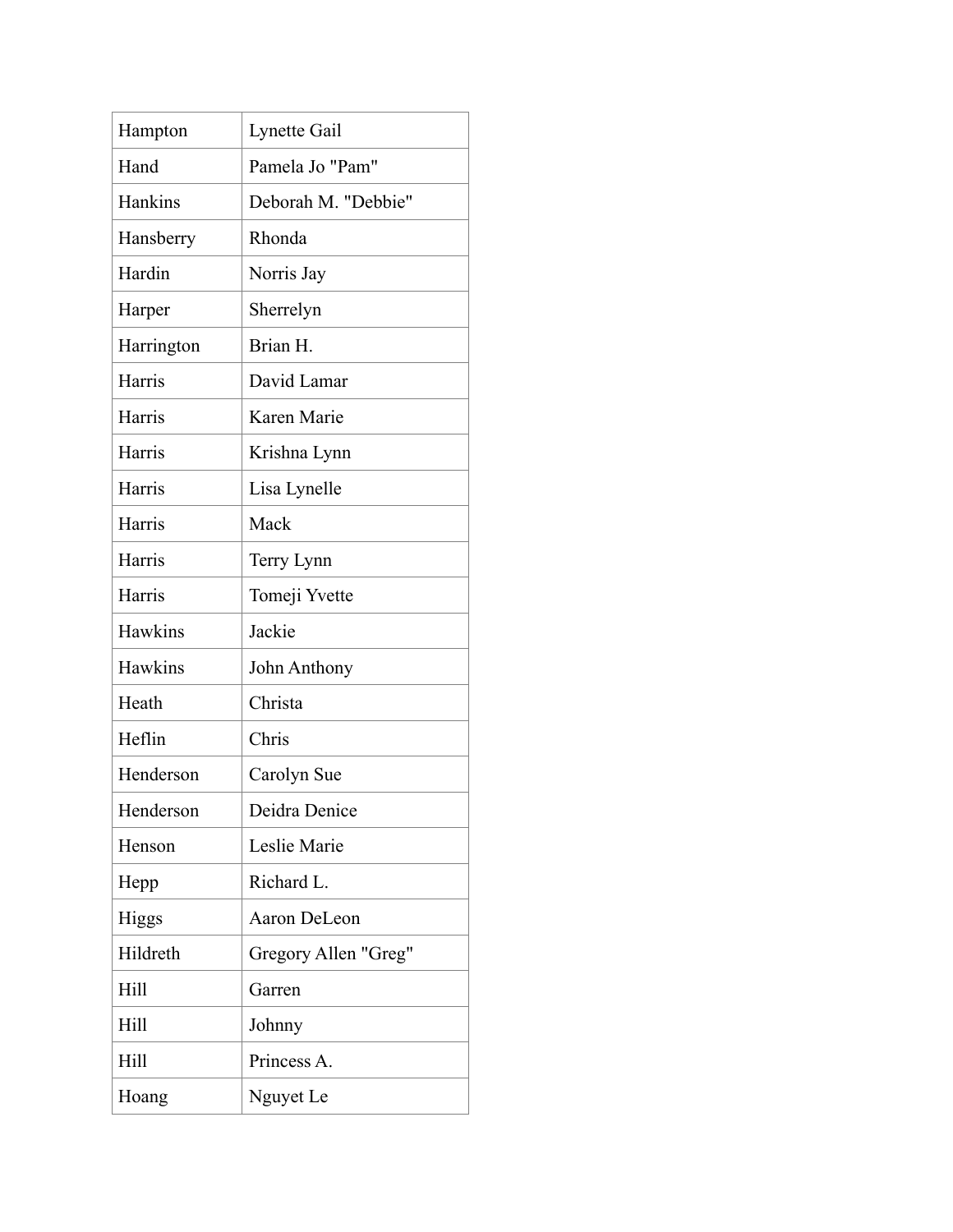| | |
|---|---|
| Hampton | Lynette Gail |
| Hand | Pamela Jo "Pam" |
| Hankins | Deborah M. "Debbie" |
| Hansberry | Rhonda |
| Hardin | Norris Jay |
| Harper | Sherrelyn |
| Harrington | Brian H. |
| Harris | David Lamar |
| Harris | Karen Marie |
| Harris | Krishna Lynn |
| Harris | Lisa Lynelle |
| Harris | Mack |
| Harris | Terry Lynn |
| Harris | Tomeji Yvette |
| Hawkins | Jackie |
| Hawkins | John Anthony |
| Heath | Christa |
| Heflin | Chris |
| Henderson | Carolyn Sue |
| Henderson | Deidra Denice |
| Henson | Leslie Marie |
| Hepp | Richard L. |
| Higgs | Aaron DeLeon |
| Hildreth | Gregory Allen "Greg" |
| Hill | Garren |
| Hill | Johnny |
| Hill | Princess A. |
| Hoang | Nguyet Le |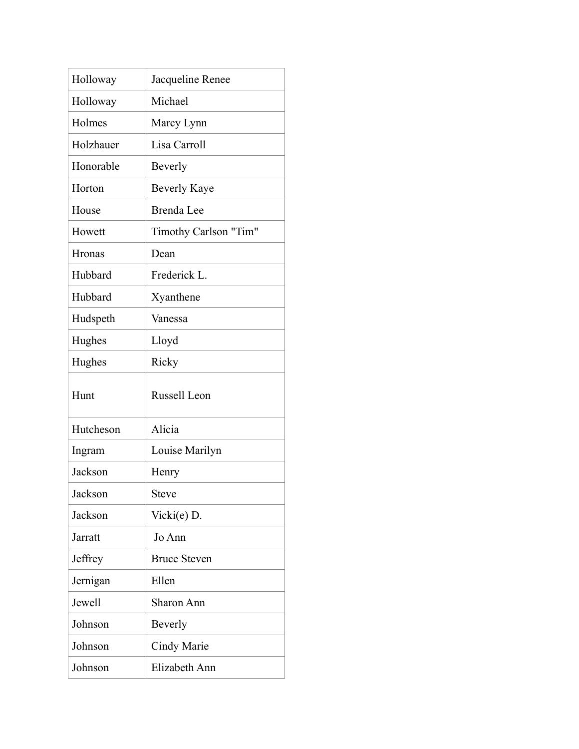| Holloway | Jacqueline Renee |
|---|---|
| Holloway | Michael |
| Holmes | Marcy Lynn |
| Holzhauer | Lisa Carroll |
| Honorable | Beverly |
| Horton | Beverly Kaye |
| House | Brenda Lee |
| Howett | Timothy Carlson "Tim" |
| Hronas | Dean |
| Hubbard | Frederick L. |
| Hubbard | Xyanthene |
| Hudspeth | Vanessa |
| Hughes | Lloyd |
| Hughes | Ricky |
| Hunt | Russell Leon |
| Hutcheson | Alicia |
| Ingram | Louise Marilyn |
| Jackson | Henry |
| Jackson | Steve |
| Jackson | Vicki(e) D. |
| Jarratt | Jo Ann |
| Jeffrey | Bruce Steven |
| Jernigan | Ellen |
| Jewell | Sharon Ann |
| Johnson | Beverly |
| Johnson | Cindy Marie |
| Johnson | Elizabeth Ann |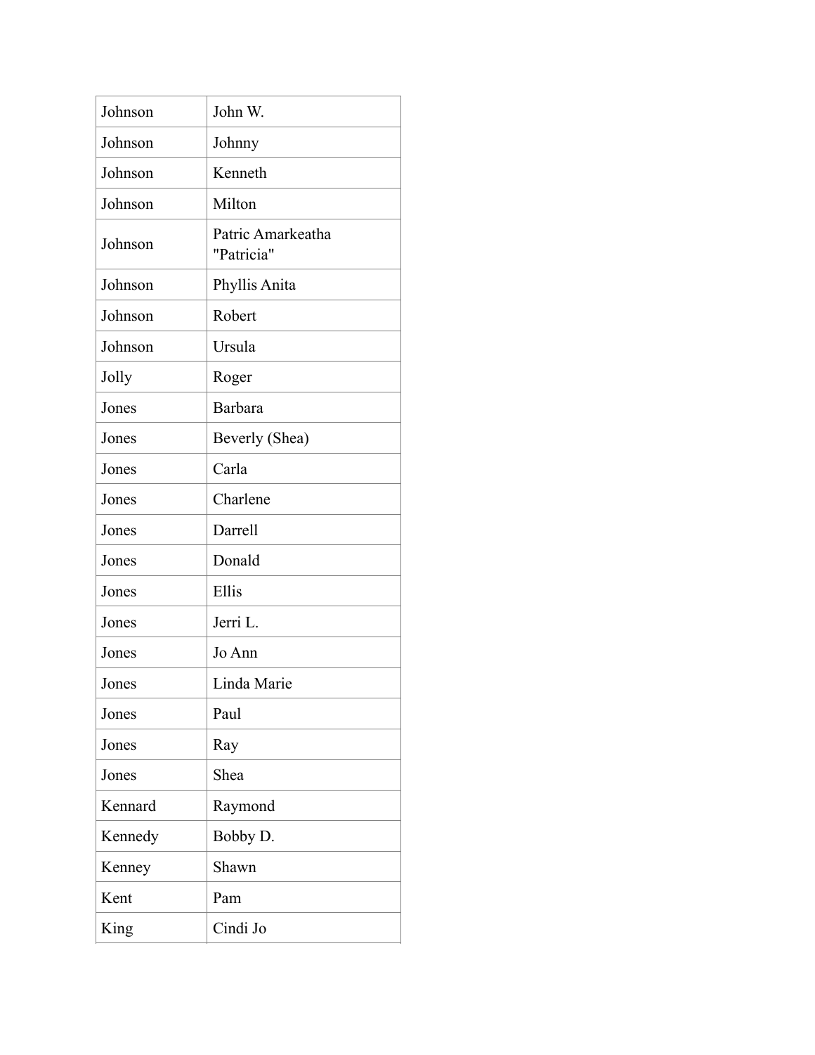| | |
|---|---|
| Johnson | John W. |
| Johnson | Johnny |
| Johnson | Kenneth |
| Johnson | Milton |
| Johnson | Patric Amarkeatha "Patricia" |
| Johnson | Phyllis Anita |
| Johnson | Robert |
| Johnson | Ursula |
| Jolly | Roger |
| Jones | Barbara |
| Jones | Beverly (Shea) |
| Jones | Carla |
| Jones | Charlene |
| Jones | Darrell |
| Jones | Donald |
| Jones | Ellis |
| Jones | Jerri L. |
| Jones | Jo Ann |
| Jones | Linda Marie |
| Jones | Paul |
| Jones | Ray |
| Jones | Shea |
| Kennard | Raymond |
| Kennedy | Bobby D. |
| Kenney | Shawn |
| Kent | Pam |
| King | Cindi Jo |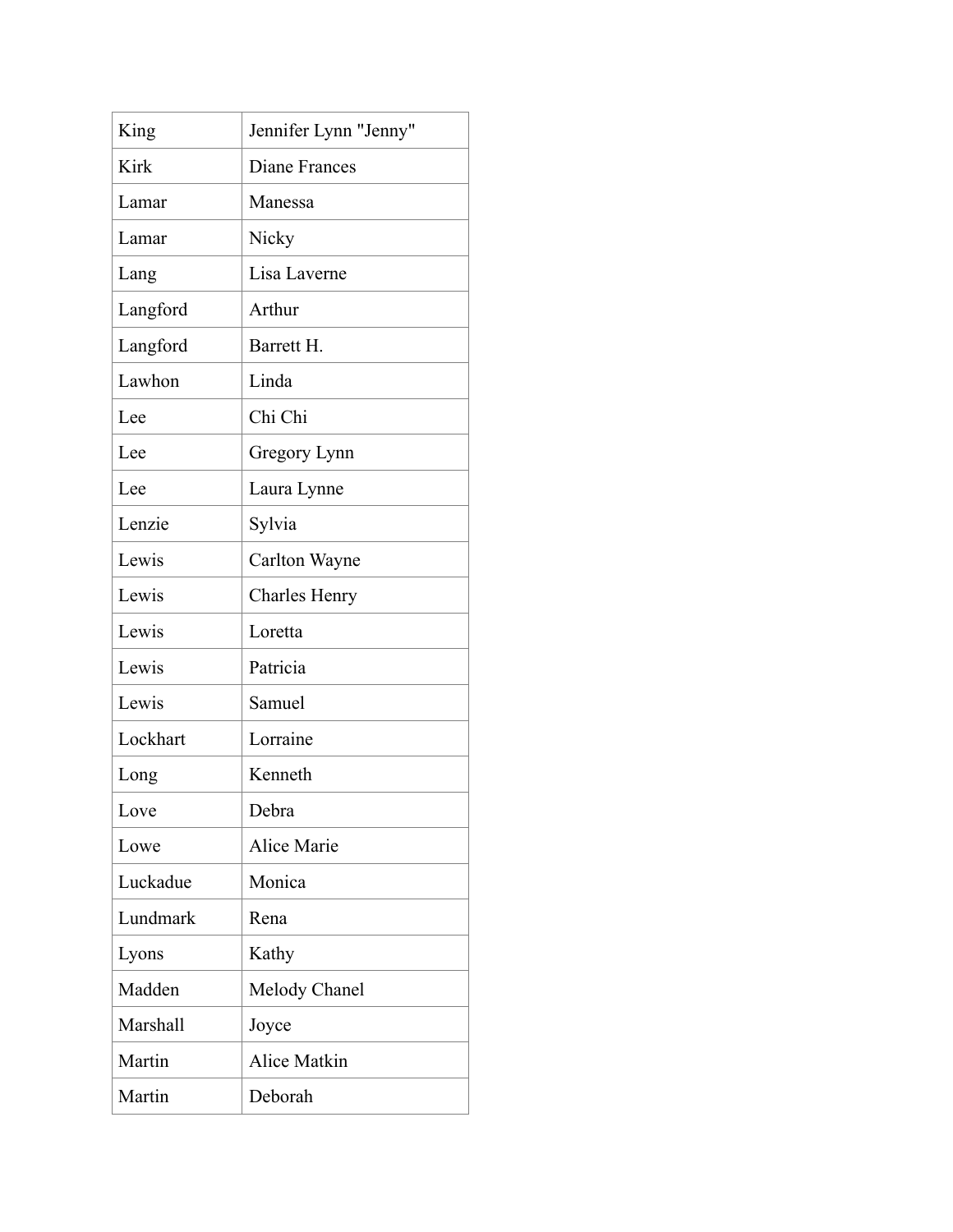| King | Jennifer Lynn "Jenny" |
|---|---|
| Kirk | Diane Frances |
| Lamar | Manessa |
| Lamar | Nicky |
| Lang | Lisa Laverne |
| Langford | Arthur |
| Langford | Barrett H. |
| Lawhon | Linda |
| Lee | Chi Chi |
| Lee | Gregory Lynn |
| Lee | Laura Lynne |
| Lenzie | Sylvia |
| Lewis | Carlton Wayne |
| Lewis | Charles Henry |
| Lewis | Loretta |
| Lewis | Patricia |
| Lewis | Samuel |
| Lockhart | Lorraine |
| Long | Kenneth |
| Love | Debra |
| Lowe | Alice Marie |
| Luckadue | Monica |
| Lundmark | Rena |
| Lyons | Kathy |
| Madden | Melody Chanel |
| Marshall | Joyce |
| Martin | Alice Matkin |
| Martin | Deborah |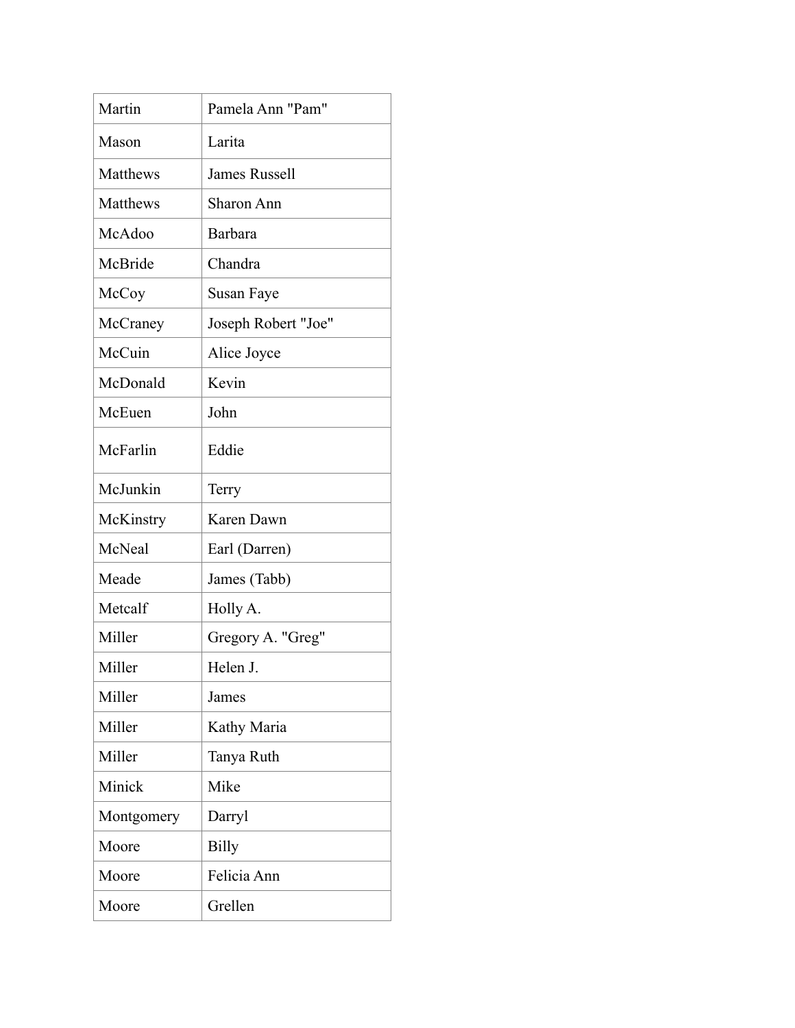| Martin | Pamela Ann "Pam" |
|---|---|
| Mason | Larita |
| Matthews | James Russell |
| Matthews | Sharon Ann |
| McAdoo | Barbara |
| McBride | Chandra |
| McCoy | Susan Faye |
| McCraney | Joseph Robert "Joe" |
| McCuin | Alice Joyce |
| McDonald | Kevin |
| McEuen | John |
| McFarlin | Eddie |
| McJunkin | Terry |
| McKinstry | Karen Dawn |
| McNeal | Earl (Darren) |
| Meade | James (Tabb) |
| Metcalf | Holly A. |
| Miller | Gregory A. "Greg" |
| Miller | Helen J. |
| Miller | James |
| Miller | Kathy Maria |
| Miller | Tanya Ruth |
| Minick | Mike |
| Montgomery | Darryl |
| Moore | Billy |
| Moore | Felicia Ann |
| Moore | Grellen |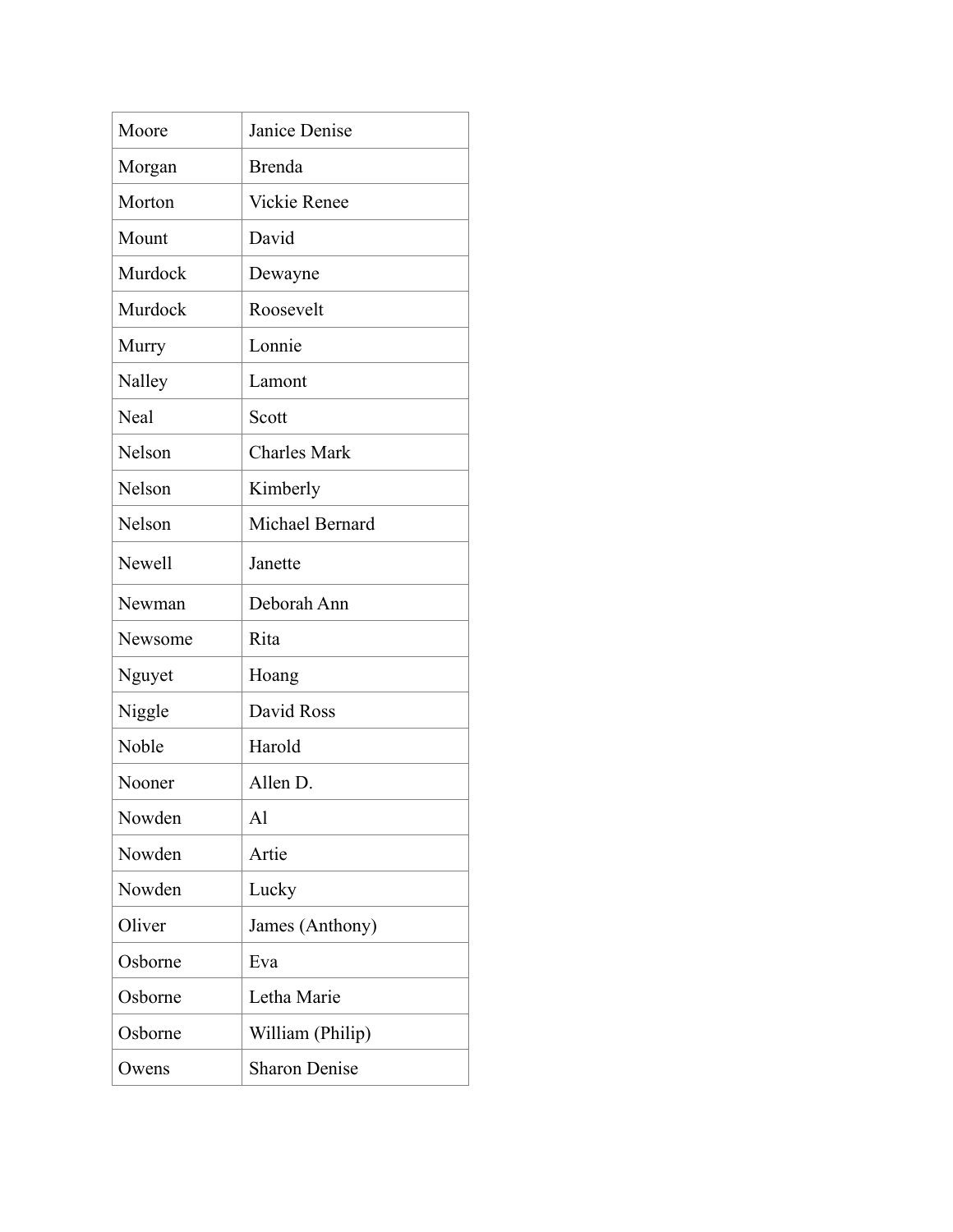| Moore | Janice Denise |
|---|---|
| Morgan | Brenda |
| Morton | Vickie Renee |
| Mount | David |
| Murdock | Dewayne |
| Murdock | Roosevelt |
| Murry | Lonnie |
| Nalley | Lamont |
| Neal | Scott |
| Nelson | Charles Mark |
| Nelson | Kimberly |
| Nelson | Michael Bernard |
| Newell | Janette |
| Newman | Deborah Ann |
| Newsome | Rita |
| Nguyet | Hoang |
| Niggle | David Ross |
| Noble | Harold |
| Nooner | Allen D. |
| Nowden | Al |
| Nowden | Artie |
| Nowden | Lucky |
| Oliver | James (Anthony) |
| Osborne | Eva |
| Osborne | Letha Marie |
| Osborne | William (Philip) |
| Owens | Sharon Denise |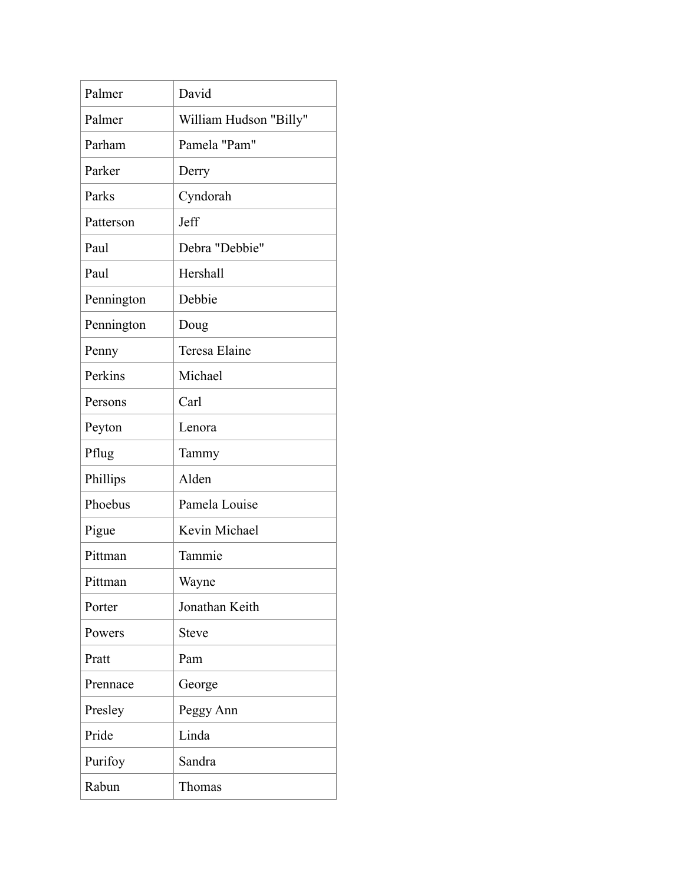| Palmer | David |
|---|---|
| Palmer | William Hudson "Billy" |
| Parham | Pamela "Pam" |
| Parker | Derry |
| Parks | Cyndorah |
| Patterson | Jeff |
| Paul | Debra "Debbie" |
| Paul | Hershall |
| Pennington | Debbie |
| Pennington | Doug |
| Penny | Teresa Elaine |
| Perkins | Michael |
| Persons | Carl |
| Peyton | Lenora |
| Pflug | Tammy |
| Phillips | Alden |
| Phoebus | Pamela Louise |
| Pigue | Kevin Michael |
| Pittman | Tammie |
| Pittman | Wayne |
| Porter | Jonathan Keith |
| Powers | Steve |
| Pratt | Pam |
| Prennace | George |
| Presley | Peggy Ann |
| Pride | Linda |
| Purifoy | Sandra |
| Rabun | Thomas |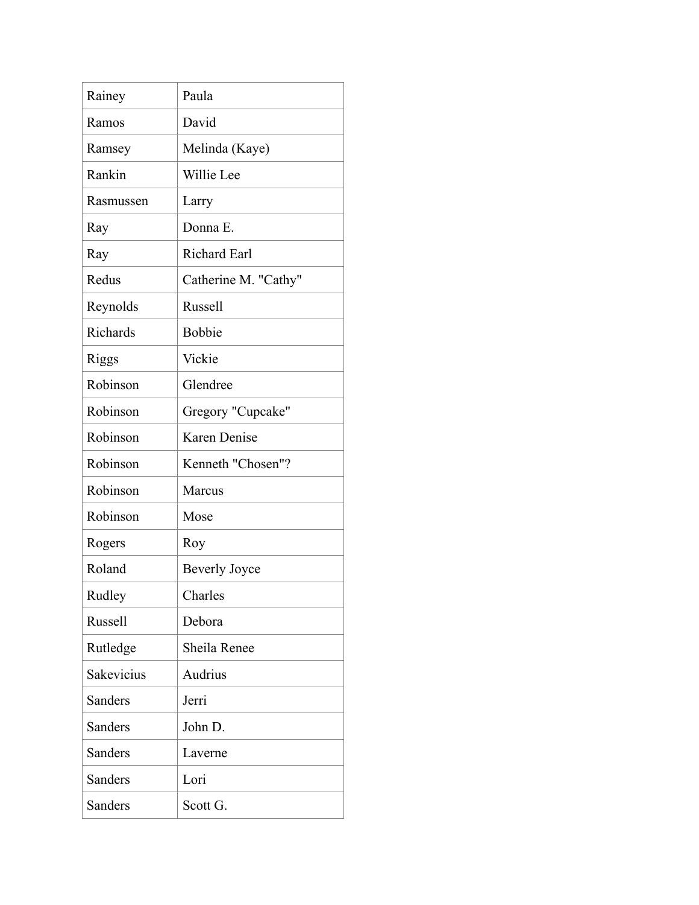| Rainey | Paula |
|---|---|
| Ramos | David |
| Ramsey | Melinda (Kaye) |
| Rankin | Willie Lee |
| Rasmussen | Larry |
| Ray | Donna E. |
| Ray | Richard Earl |
| Redus | Catherine M. "Cathy" |
| Reynolds | Russell |
| Richards | Bobbie |
| Riggs | Vickie |
| Robinson | Glendree |
| Robinson | Gregory "Cupcake" |
| Robinson | Karen Denise |
| Robinson | Kenneth "Chosen"? |
| Robinson | Marcus |
| Robinson | Mose |
| Rogers | Roy |
| Roland | Beverly Joyce |
| Rudley | Charles |
| Russell | Debora |
| Rutledge | Sheila Renee |
| Sakevicius | Audrius |
| Sanders | Jerri |
| Sanders | John D. |
| Sanders | Laverne |
| Sanders | Lori |
| Sanders | Scott G. |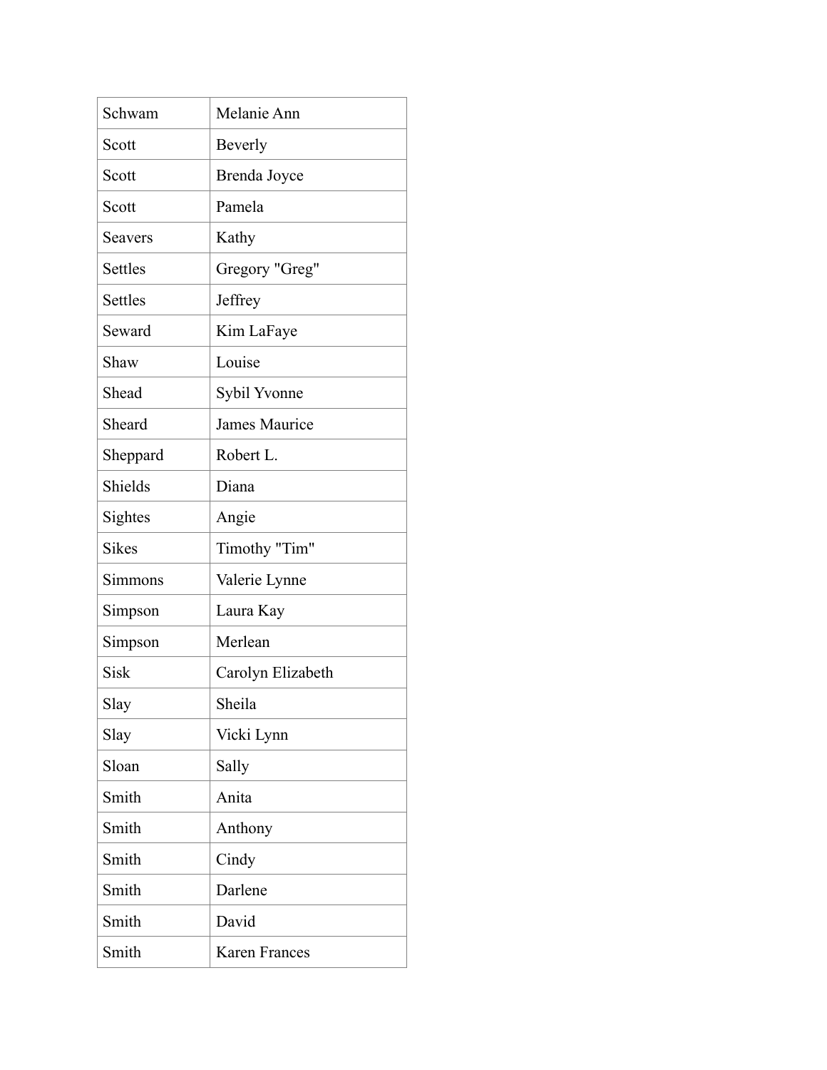| | |
|---|---|
| Schwam | Melanie Ann |
| Scott | Beverly |
| Scott | Brenda Joyce |
| Scott | Pamela |
| Seavers | Kathy |
| Settles | Gregory "Greg" |
| Settles | Jeffrey |
| Seward | Kim LaFaye |
| Shaw | Louise |
| Shead | Sybil Yvonne |
| Sheard | James Maurice |
| Sheppard | Robert L. |
| Shields | Diana |
| Sightes | Angie |
| Sikes | Timothy "Tim" |
| Simmons | Valerie Lynne |
| Simpson | Laura Kay |
| Simpson | Merlean |
| Sisk | Carolyn Elizabeth |
| Slay | Sheila |
| Slay | Vicki Lynn |
| Sloan | Sally |
| Smith | Anita |
| Smith | Anthony |
| Smith | Cindy |
| Smith | Darlene |
| Smith | David |
| Smith | Karen Frances |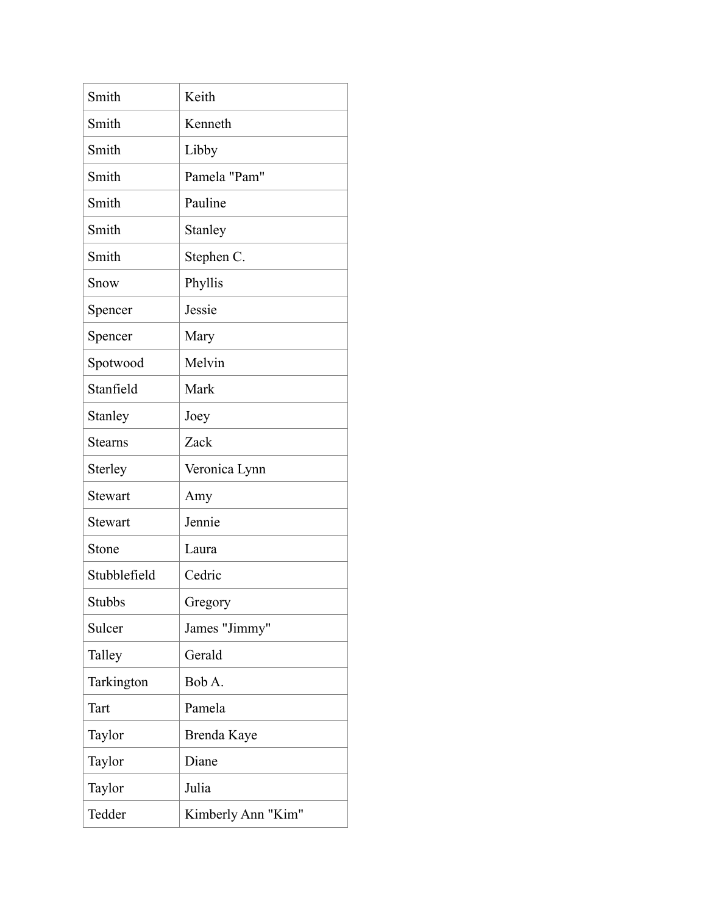| | |
|---|---|
| Smith | Keith |
| Smith | Kenneth |
| Smith | Libby |
| Smith | Pamela "Pam" |
| Smith | Pauline |
| Smith | Stanley |
| Smith | Stephen C. |
| Snow | Phyllis |
| Spencer | Jessie |
| Spencer | Mary |
| Spotwood | Melvin |
| Stanfield | Mark |
| Stanley | Joey |
| Stearns | Zack |
| Sterley | Veronica Lynn |
| Stewart | Amy |
| Stewart | Jennie |
| Stone | Laura |
| Stubblefield | Cedric |
| Stubbs | Gregory |
| Sulcer | James "Jimmy" |
| Talley | Gerald |
| Tarkington | Bob A. |
| Tart | Pamela |
| Taylor | Brenda Kaye |
| Taylor | Diane |
| Taylor | Julia |
| Tedder | Kimberly Ann "Kim" |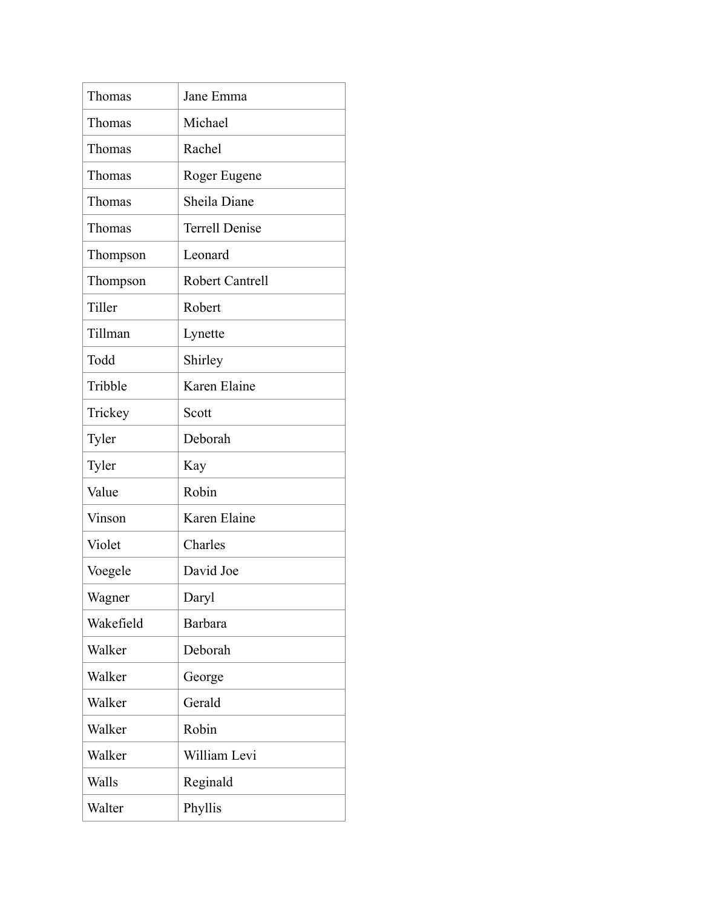| | |
|---|---|
| Thomas | Jane Emma |
| Thomas | Michael |
| Thomas | Rachel |
| Thomas | Roger Eugene |
| Thomas | Sheila Diane |
| Thomas | Terrell Denise |
| Thompson | Leonard |
| Thompson | Robert Cantrell |
| Tiller | Robert |
| Tillman | Lynette |
| Todd | Shirley |
| Tribble | Karen Elaine |
| Trickey | Scott |
| Tyler | Deborah |
| Tyler | Kay |
| Value | Robin |
| Vinson | Karen Elaine |
| Violet | Charles |
| Voegele | David Joe |
| Wagner | Daryl |
| Wakefield | Barbara |
| Walker | Deborah |
| Walker | George |
| Walker | Gerald |
| Walker | Robin |
| Walker | William Levi |
| Walls | Reginald |
| Walter | Phyllis |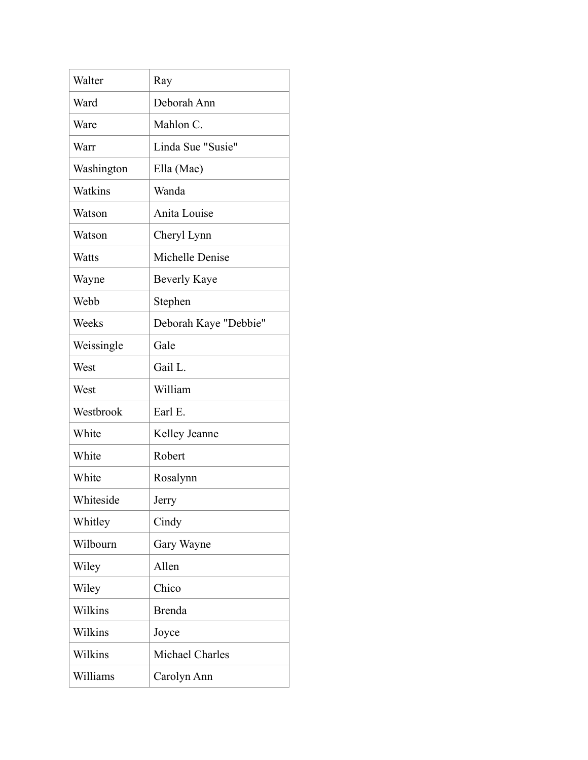| Walter | Ray |
|---|---|
| Ward | Deborah Ann |
| Ware | Mahlon C. |
| Warr | Linda Sue "Susie" |
| Washington | Ella (Mae) |
| Watkins | Wanda |
| Watson | Anita Louise |
| Watson | Cheryl Lynn |
| Watts | Michelle Denise |
| Wayne | Beverly Kaye |
| Webb | Stephen |
| Weeks | Deborah Kaye "Debbie" |
| Weissingle | Gale |
| West | Gail L. |
| West | William |
| Westbrook | Earl E. |
| White | Kelley Jeanne |
| White | Robert |
| White | Rosalynn |
| Whiteside | Jerry |
| Whitley | Cindy |
| Wilbourn | Gary Wayne |
| Wiley | Allen |
| Wiley | Chico |
| Wilkins | Brenda |
| Wilkins | Joyce |
| Wilkins | Michael Charles |
| Williams | Carolyn Ann |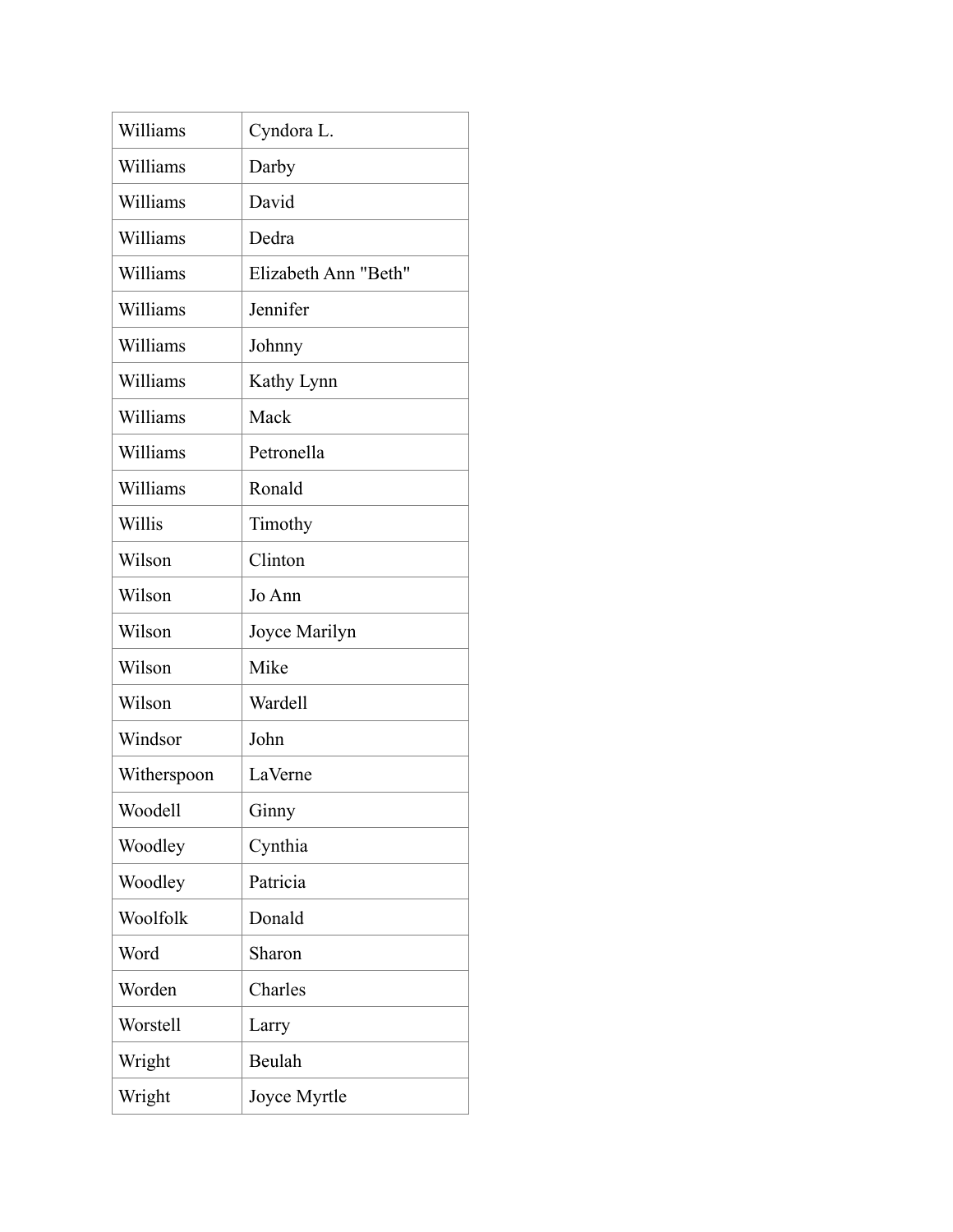| Williams | Cyndora L. |
|---|---|
| Williams | Darby |
| Williams | David |
| Williams | Dedra |
| Williams | Elizabeth Ann "Beth" |
| Williams | Jennifer |
| Williams | Johnny |
| Williams | Kathy Lynn |
| Williams | Mack |
| Williams | Petronella |
| Williams | Ronald |
| Willis | Timothy |
| Wilson | Clinton |
| Wilson | Jo Ann |
| Wilson | Joyce Marilyn |
| Wilson | Mike |
| Wilson | Wardell |
| Windsor | John |
| Witherspoon | LaVerne |
| Woodell | Ginny |
| Woodley | Cynthia |
| Woodley | Patricia |
| Woolfolk | Donald |
| Word | Sharon |
| Worden | Charles |
| Worstell | Larry |
| Wright | Beulah |
| Wright | Joyce Myrtle |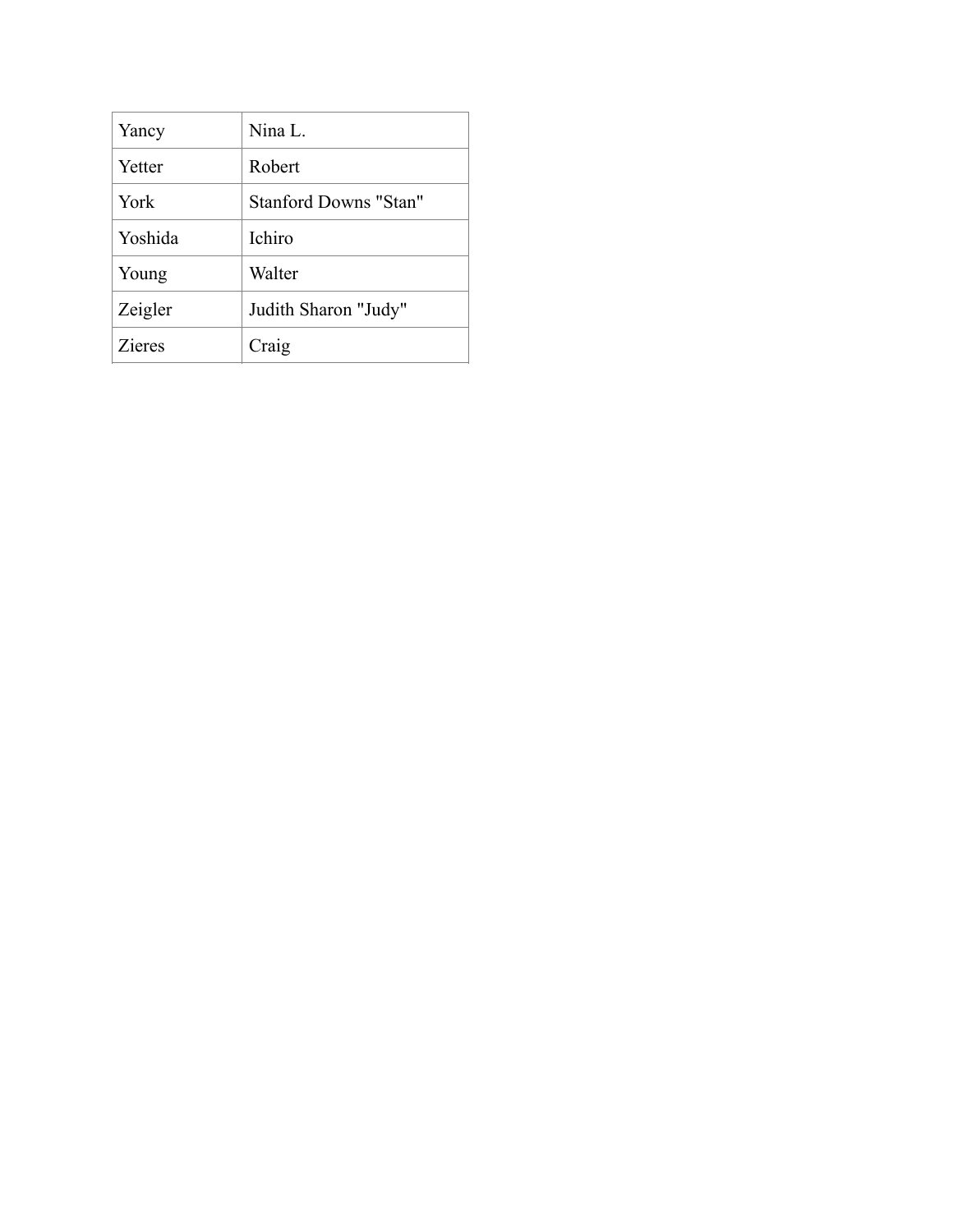| | |
|---|---|
| Yancy | Nina L. |
| Yetter | Robert |
| York | Stanford Downs "Stan" |
| Yoshida | Ichiro |
| Young | Walter |
| Zeigler | Judith Sharon "Judy" |
| Zieres | Craig |